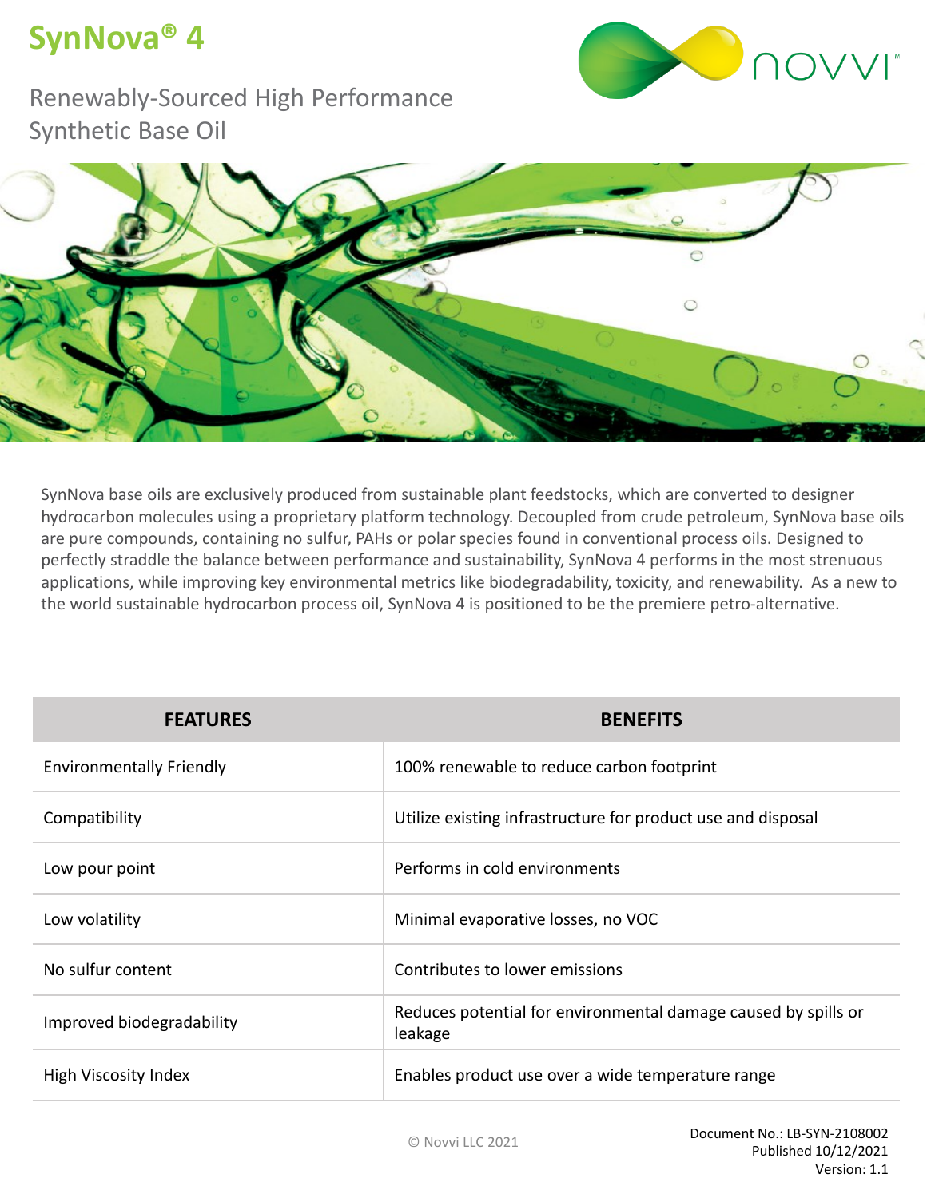# SynNova® 4

## Renewably-Sourced High Performance Synthetic Base Oil

SynNova base oils are exclusively produced from sustainable plant feedstocks, which are converted to designer hydrocarbon molecules using a proprietary platform technology. Decoupled from crude petroleum, SynNova base oils are pure compounds, containing no sulfur, PAHs or polar species found in conventional process oils. Designed to perfectly straddle the balance between performance and sustainability, SynNova 4 performs in the most strenuous applications, while improving key environmental metrics like biodegradability, toxicity, and renewability. As a new to the world sustainable hydrocarbon process oil, SynNova 4 is positioned to be the premiere petro-alternative.

| FEATURES | BENEFITS |
|---|---|
| Environmentally Friendly | 100% renewable to reduce carbon footprint |
| Compatibility | Utilize existing infrastructure for product use and disposal |
| Low pour point | Performs in cold environments |
| Low volatility | Minimal evaporative losses, no VOC |
| No sulfur content | Contributes to lower emissions |
| Improved biodegradability | Reduces potential for environmental damage caused by spills or leakage |
| High Viscosity Index | Enables product use over a wide temperature range |

© Novvi LLC 2021

Document No.: LB-SYN-2108002
Published 10/12/2021
Version: 1.1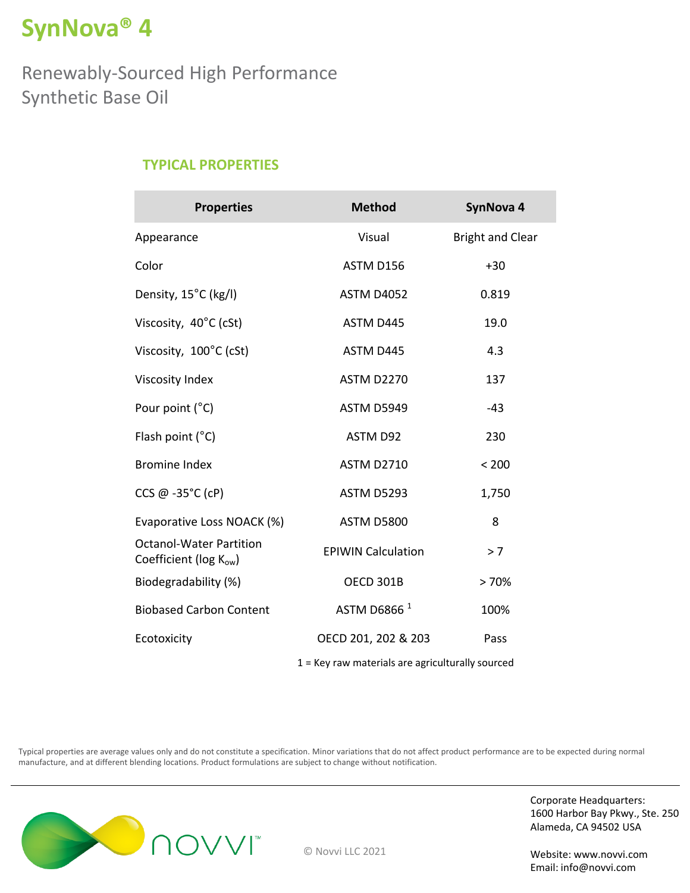# SynNova® 4

Renewably-Sourced High Performance Synthetic Base Oil

## TYPICAL PROPERTIES

| Properties | Method | SynNova 4 |
|---|---|---|
| Appearance | Visual | Bright and Clear |
| Color | ASTM D156 | +30 |
| Density, 15°C (kg/l) | ASTM D4052 | 0.819 |
| Viscosity, 40°C (cSt) | ASTM D445 | 19.0 |
| Viscosity, 100°C (cSt) | ASTM D445 | 4.3 |
| Viscosity Index | ASTM D2270 | 137 |
| Pour point (°C) | ASTM D5949 | -43 |
| Flash point (°C) | ASTM D92 | 230 |
| Bromine Index | ASTM D2710 | < 200 |
| CCS @ -35°C (cP) | ASTM D5293 | 1,750 |
| Evaporative Loss NOACK (%) | ASTM D5800 | 8 |
| Octanol-Water Partition Coefficient (log $K_{ow}$) | EPIWIN Calculation | > 7 |
| Biodegradability (%) | OECD 301B | > 70% |
| Biobased Carbon Content | ASTM D6866 [1] | 100% |
| Ecotoxicity | OECD 201, 202 & 203 | Pass |

1 = Key raw materials are agriculturally sourced

Typical properties are average values only and do not constitute a specification. Minor variations that do not affect product performance are to be expected during normal manufacture, and at different blending locations. Product formulations are subject to change without notification.

novvi™

© Novvi LLC 2021

Corporate Headquarters:
1600 Harbor Bay Pkwy., Ste. 250
Alameda, CA 94502 USA

Website: www.novvi.com
Email: info@novvi.com